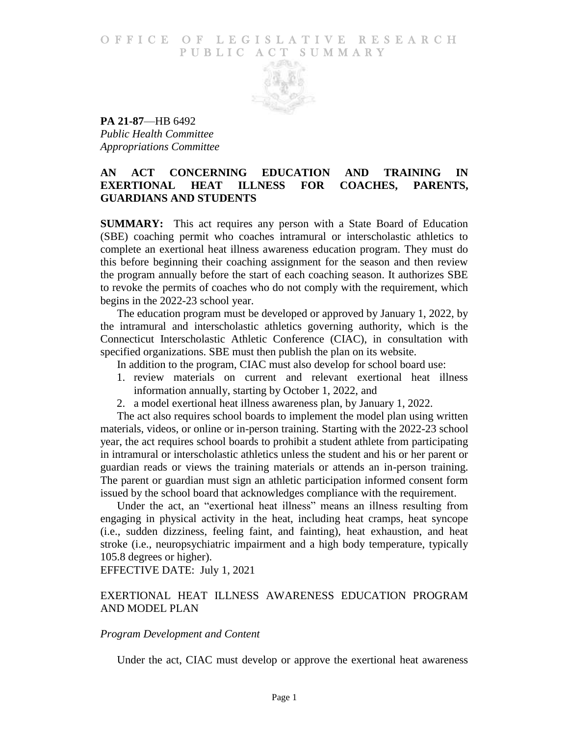# OFFICE OF LEGISLATIVE RESEARCH PUBLIC ACT SUMMARY

**PA 21-87**—HB 6492
*Public Health Committee*
*Appropriations Committee*

## AN ACT CONCERNING EDUCATION AND TRAINING IN EXERTIONAL HEAT ILLNESS FOR COACHES, PARENTS, GUARDIANS AND STUDENTS

**SUMMARY:** This act requires any person with a State Board of Education (SBE) coaching permit who coaches intramural or interscholastic athletics to complete an exertional heat illness awareness education program. They must do this before beginning their coaching assignment for the season and then review the program annually before the start of each coaching season. It authorizes SBE to revoke the permits of coaches who do not comply with the requirement, which begins in the 2022-23 school year.

The education program must be developed or approved by January 1, 2022, by the intramural and interscholastic athletics governing authority, which is the Connecticut Interscholastic Athletic Conference (CIAC), in consultation with specified organizations. SBE must then publish the plan on its website.

In addition to the program, CIAC must also develop for school board use:

1. review materials on current and relevant exertional heat illness information annually, starting by October 1, 2022, and
2. a model exertional heat illness awareness plan, by January 1, 2022.

The act also requires school boards to implement the model plan using written materials, videos, or online or in-person training. Starting with the 2022-23 school year, the act requires school boards to prohibit a student athlete from participating in intramural or interscholastic athletics unless the student and his or her parent or guardian reads or views the training materials or attends an in-person training. The parent or guardian must sign an athletic participation informed consent form issued by the school board that acknowledges compliance with the requirement.

Under the act, an "exertional heat illness" means an illness resulting from engaging in physical activity in the heat, including heat cramps, heat syncope (i.e., sudden dizziness, feeling faint, and fainting), heat exhaustion, and heat stroke (i.e., neuropsychiatric impairment and a high body temperature, typically 105.8 degrees or higher).

EFFECTIVE DATE: July 1, 2021

## EXERTIONAL HEAT ILLNESS AWARENESS EDUCATION PROGRAM AND MODEL PLAN

### *Program Development and Content*

Under the act, CIAC must develop or approve the exertional heat awareness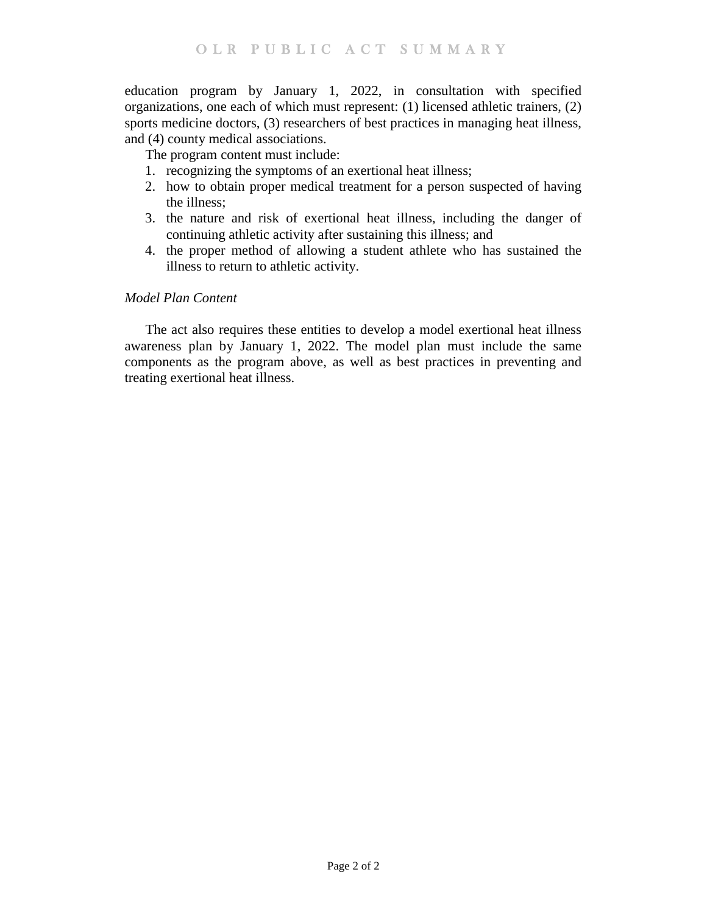education program by January 1, 2022, in consultation with specified organizations, one each of which must represent: (1) licensed athletic trainers, (2) sports medicine doctors, (3) researchers of best practices in managing heat illness, and (4) county medical associations.

The program content must include:

1. recognizing the symptoms of an exertional heat illness;
2. how to obtain proper medical treatment for a person suspected of having the illness;
3. the nature and risk of exertional heat illness, including the danger of continuing athletic activity after sustaining this illness; and
4. the proper method of allowing a student athlete who has sustained the illness to return to athletic activity.

*Model Plan Content*

The act also requires these entities to develop a model exertional heat illness awareness plan by January 1, 2022. The model plan must include the same components as the program above, as well as best practices in preventing and treating exertional heat illness.